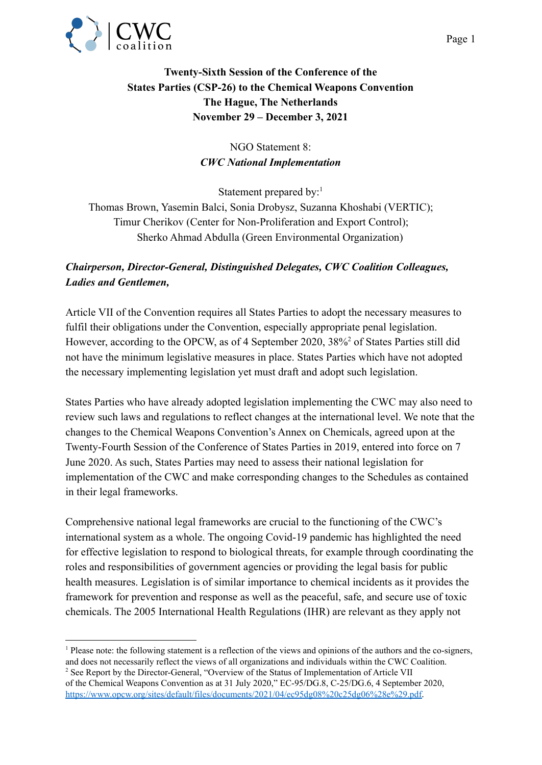**Twenty-Sixth Session of the Conference of the States Parties (CSP-26) to the Chemical Weapons Convention The Hague, The Netherlands November 29 – December 3, 2021**

NGO Statement 8:
***CWC National Implementation***

Statement prepared by:[1]
Thomas Brown, Yasemin Balci, Sonia Drobysz, Suzanna Khoshabi (VERTIC);
Timur Cherikov (Center for Non-Proliferation and Export Control);
Sherko Ahmad Abdulla (Green Environmental Organization)

***Chairperson, Director-General, Distinguished Delegates, CWC Coalition Colleagues, Ladies and Gentlemen,***

Article VII of the Convention requires all States Parties to adopt the necessary measures to fulfil their obligations under the Convention, especially appropriate penal legislation. However, according to the OPCW, as of 4 September 2020, 38%[2] of States Parties still did not have the minimum legislative measures in place. States Parties which have not adopted the necessary implementing legislation yet must draft and adopt such legislation.

States Parties who have already adopted legislation implementing the CWC may also need to review such laws and regulations to reflect changes at the international level. We note that the changes to the Chemical Weapons Convention's Annex on Chemicals, agreed upon at the Twenty-Fourth Session of the Conference of States Parties in 2019, entered into force on 7 June 2020. As such, States Parties may need to assess their national legislation for implementation of the CWC and make corresponding changes to the Schedules as contained in their legal frameworks.

Comprehensive national legal frameworks are crucial to the functioning of the CWC's international system as a whole. The ongoing Covid-19 pandemic has highlighted the need for effective legislation to respond to biological threats, for example through coordinating the roles and responsibilities of government agencies or providing the legal basis for public health measures. Legislation is of similar importance to chemical incidents as it provides the framework for prevention and response as well as the peaceful, safe, and secure use of toxic chemicals. The 2005 International Health Regulations (IHR) are relevant as they apply not

---

[1] Please note: the following statement is a reflection of the views and opinions of the authors and the co-signers, and does not necessarily reflect the views of all organizations and individuals within the CWC Coalition.

[2] See Report by the Director-General, "Overview of the Status of Implementation of Article VII of the Chemical Weapons Convention as at 31 July 2020," EC-95/DG.8, C-25/DG.6, 4 September 2020, https://www.opcw.org/sites/default/files/documents/2021/04/ec95dg08%20c25dg06%28e%29.pdf.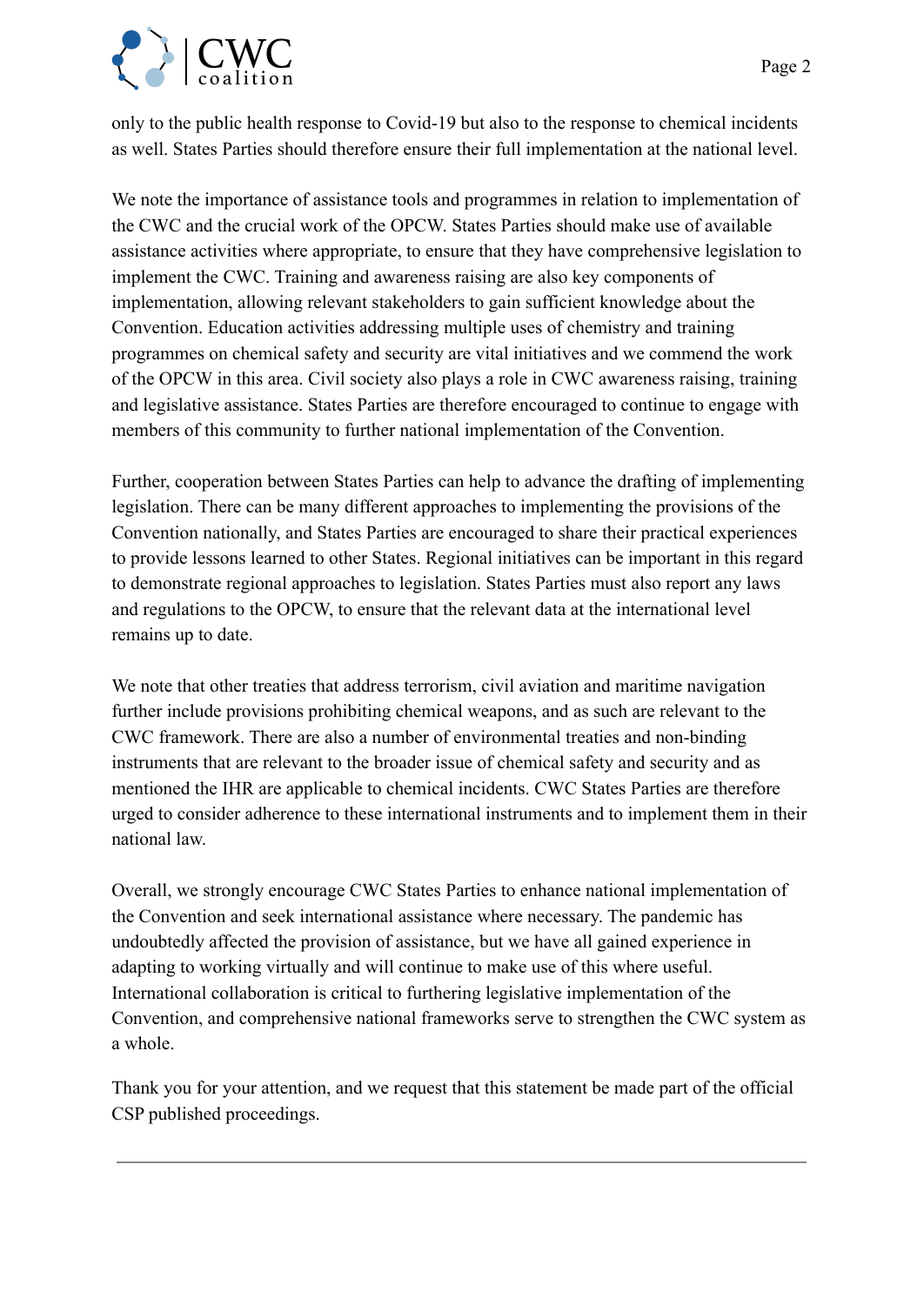only to the public health response to Covid-19 but also to the response to chemical incidents as well. States Parties should therefore ensure their full implementation at the national level.

We note the importance of assistance tools and programmes in relation to implementation of the CWC and the crucial work of the OPCW. States Parties should make use of available assistance activities where appropriate, to ensure that they have comprehensive legislation to implement the CWC. Training and awareness raising are also key components of implementation, allowing relevant stakeholders to gain sufficient knowledge about the Convention. Education activities addressing multiple uses of chemistry and training programmes on chemical safety and security are vital initiatives and we commend the work of the OPCW in this area. Civil society also plays a role in CWC awareness raising, training and legislative assistance. States Parties are therefore encouraged to continue to engage with members of this community to further national implementation of the Convention.

Further, cooperation between States Parties can help to advance the drafting of implementing legislation. There can be many different approaches to implementing the provisions of the Convention nationally, and States Parties are encouraged to share their practical experiences to provide lessons learned to other States. Regional initiatives can be important in this regard to demonstrate regional approaches to legislation. States Parties must also report any laws and regulations to the OPCW, to ensure that the relevant data at the international level remains up to date.

We note that other treaties that address terrorism, civil aviation and maritime navigation further include provisions prohibiting chemical weapons, and as such are relevant to the CWC framework. There are also a number of environmental treaties and non-binding instruments that are relevant to the broader issue of chemical safety and security and as mentioned the IHR are applicable to chemical incidents. CWC States Parties are therefore urged to consider adherence to these international instruments and to implement them in their national law.

Overall, we strongly encourage CWC States Parties to enhance national implementation of the Convention and seek international assistance where necessary. The pandemic has undoubtedly affected the provision of assistance, but we have all gained experience in adapting to working virtually and will continue to make use of this where useful. International collaboration is critical to furthering legislative implementation of the Convention, and comprehensive national frameworks serve to strengthen the CWC system as a whole.

Thank you for your attention, and we request that this statement be made part of the official CSP published proceedings.

---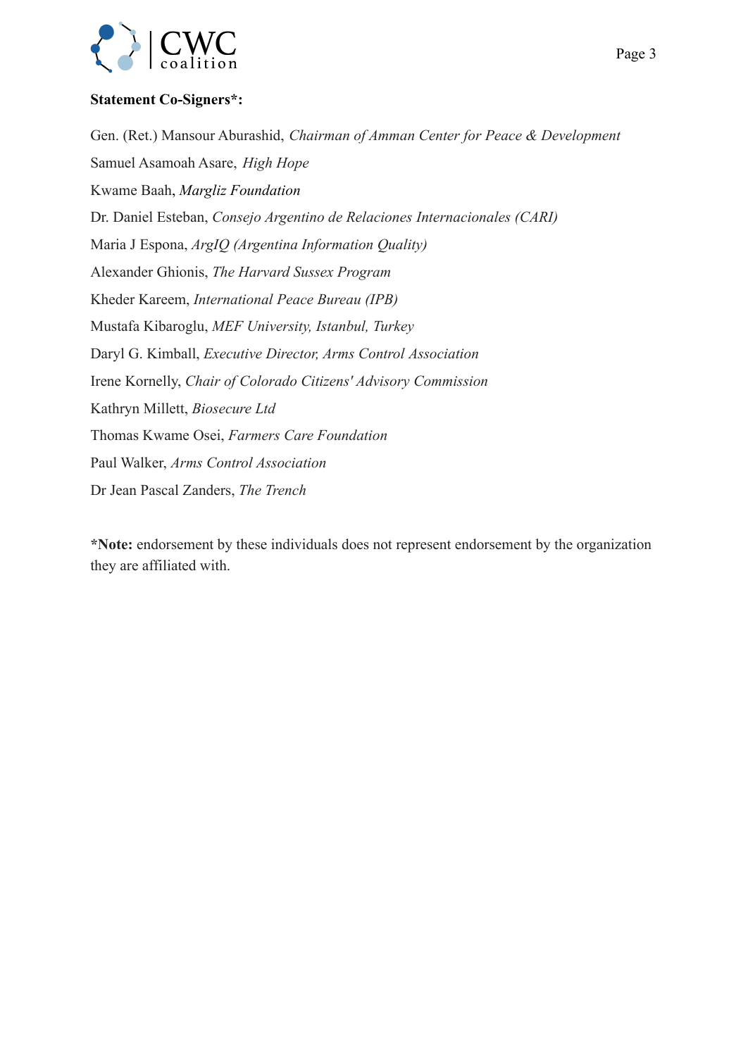**Statement Co-Signers*:**

Gen. (Ret.) Mansour Aburashid, *Chairman of Amman Center for Peace & Development*

Samuel Asamoah Asare, *High Hope*

Kwame Baah, *Margliz Foundation*

Dr. Daniel Esteban, *Consejo Argentino de Relaciones Internacionales (CARI)*

Maria J Espona, *ArgIQ (Argentina Information Quality)*

Alexander Ghionis, *The Harvard Sussex Program*

Kheder Kareem, *International Peace Bureau (IPB)*

Mustafa Kibaroglu, *MEF University, Istanbul, Turkey*

Daryl G. Kimball, *Executive Director, Arms Control Association*

Irene Kornelly, *Chair of Colorado Citizens' Advisory Commission*

Kathryn Millett, *Biosecure Ltd*

Thomas Kwame Osei, *Farmers Care Foundation*

Paul Walker, *Arms Control Association*

Dr Jean Pascal Zanders, *The Trench*

***Note:** endorsement by these individuals does not represent endorsement by the organization they are affiliated with.